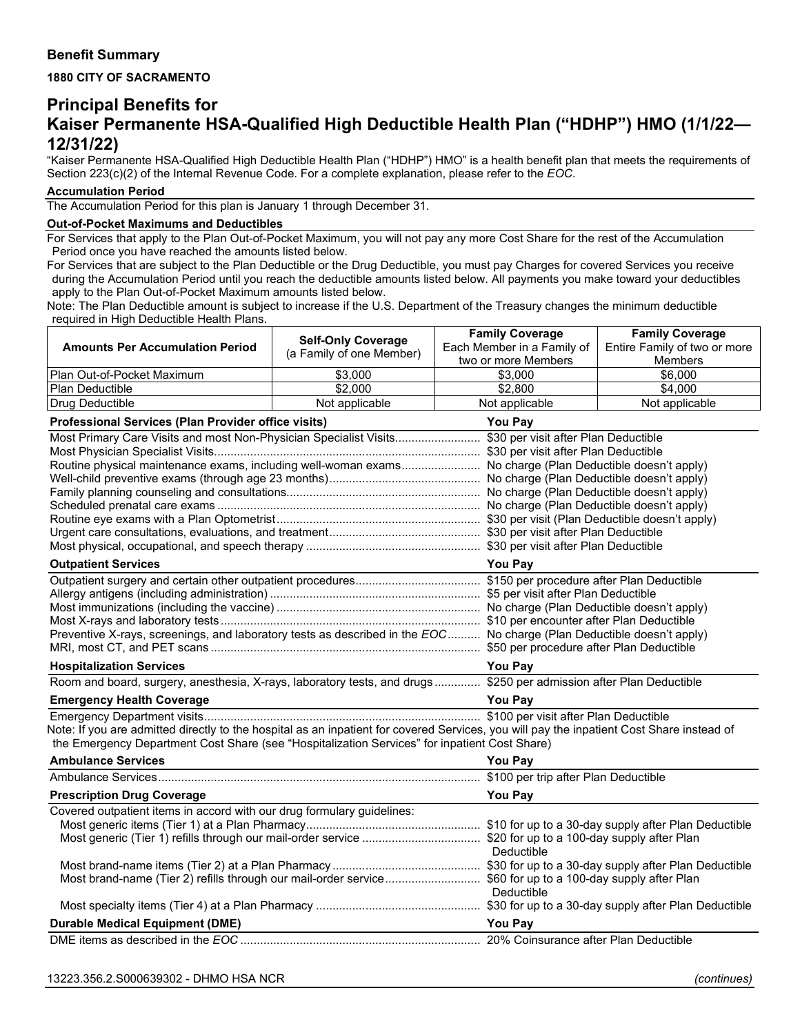**Benefit Summary**

**1880 CITY OF SACRAMENTO**

# Principal Benefits for Kaiser Permanente HSA-Qualified High Deductible Health Plan ("HDHP") HMO (1/1/22—12/31/22)

"Kaiser Permanente HSA-Qualified High Deductible Health Plan ("HDHP") HMO" is a health benefit plan that meets the requirements of Section 223(c)(2) of the Internal Revenue Code. For a complete explanation, please refer to the *EOC*.

**Accumulation Period**

The Accumulation Period for this plan is January 1 through December 31.

**Out-of-Pocket Maximums and Deductibles**

For Services that apply to the Plan Out-of-Pocket Maximum, you will not pay any more Cost Share for the rest of the Accumulation Period once you have reached the amounts listed below.

For Services that are subject to the Plan Deductible or the Drug Deductible, you must pay Charges for covered Services you receive during the Accumulation Period until you reach the deductible amounts listed below. All payments you make toward your deductibles apply to the Plan Out-of-Pocket Maximum amounts listed below.

Note: The Plan Deductible amount is subject to increase if the U.S. Department of the Treasury changes the minimum deductible required in High Deductible Health Plans.

| Amounts Per Accumulation Period | Self-Only Coverage (a Family of one Member) | Family Coverage Each Member in a Family of two or more Members | Family Coverage Entire Family of two or more Members |
|---|---|---|---|
| Plan Out-of-Pocket Maximum | $3,000 | $3,000 | $6,000 |
| Plan Deductible | $2,000 | $2,800 | $4,000 |
| Drug Deductible | Not applicable | Not applicable | Not applicable |

| Professional Services (Plan Provider office visits) | You Pay |
|---|---|
| Most Primary Care Visits and most Non-Physician Specialist Visits | $30 per visit after Plan Deductible |
| Most Physician Specialist Visits | $30 per visit after Plan Deductible |
| Routine physical maintenance exams, including well-woman exams | No charge (Plan Deductible doesn't apply) |
| Well-child preventive exams (through age 23 months) | No charge (Plan Deductible doesn't apply) |
| Family planning counseling and consultations | No charge (Plan Deductible doesn't apply) |
| Scheduled prenatal care exams | No charge (Plan Deductible doesn't apply) |
| Routine eye exams with a Plan Optometrist | $30 per visit (Plan Deductible doesn't apply) |
| Urgent care consultations, evaluations, and treatment | $30 per visit after Plan Deductible |
| Most physical, occupational, and speech therapy | $30 per visit after Plan Deductible |

| Outpatient Services | You Pay |
|---|---|
| Outpatient surgery and certain other outpatient procedures | $150 per procedure after Plan Deductible |
| Allergy antigens (including administration) | $5 per visit after Plan Deductible |
| Most immunizations (including the vaccine) | No charge (Plan Deductible doesn't apply) |
| Most X-rays and laboratory tests | $10 per encounter after Plan Deductible |
| Preventive X-rays, screenings, and laboratory tests as described in the *EOC* | No charge (Plan Deductible doesn't apply) |
| MRI, most CT, and PET scans | $50 per procedure after Plan Deductible |

| Hospitalization Services | You Pay |
|---|---|
| Room and board, surgery, anesthesia, X-rays, laboratory tests, and drugs | $250 per admission after Plan Deductible |

| Emergency Health Coverage | You Pay |
|---|---|
| Emergency Department visits | $100 per visit after Plan Deductible |

Note: If you are admitted directly to the hospital as an inpatient for covered Services, you will pay the inpatient Cost Share instead of the Emergency Department Cost Share (see "Hospitalization Services" for inpatient Cost Share)

| Ambulance Services | You Pay |
|---|---|
| Ambulance Services | $100 per trip after Plan Deductible |

| Prescription Drug Coverage | You Pay |
|---|---|
| Covered outpatient items in accord with our drug formulary guidelines: | |
| Most generic items (Tier 1) at a Plan Pharmacy | $10 for up to a 30-day supply after Plan Deductible |
| Most generic (Tier 1) refills through our mail-order service | $20 for up to a 100-day supply after Plan Deductible |
| Most brand-name items (Tier 2) at a Plan Pharmacy | $30 for up to a 30-day supply after Plan Deductible |
| Most brand-name (Tier 2) refills through our mail-order service | $60 for up to a 100-day supply after Plan Deductible |
| Most specialty items (Tier 4) at a Plan Pharmacy | $30 for up to a 30-day supply after Plan Deductible |

| Durable Medical Equipment (DME) | You Pay |
|---|---|
| DME items as described in the *EOC* | 20% Coinsurance after Plan Deductible |

13223.356.2.S000639302 - DHMO HSA NCR

*(continues)*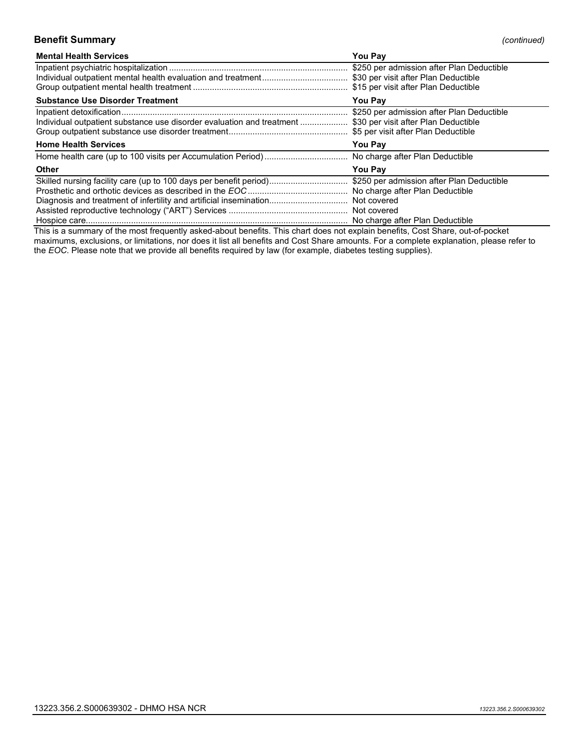## Benefit Summary *(continued)*

| Mental Health Services | You Pay |
|---|---|
| Inpatient psychiatric hospitalization | $250 per admission after Plan Deductible |
| Individual outpatient mental health evaluation and treatment | $30 per visit after Plan Deductible |
| Group outpatient mental health treatment | $15 per visit after Plan Deductible |
| **Substance Use Disorder Treatment** | **You Pay** |
| Inpatient detoxification | $250 per admission after Plan Deductible |
| Individual outpatient substance use disorder evaluation and treatment | $30 per visit after Plan Deductible |
| Group outpatient substance use disorder treatment | $5 per visit after Plan Deductible |
| **Home Health Services** | **You Pay** |
| Home health care (up to 100 visits per Accumulation Period) | No charge after Plan Deductible |
| **Other** | **You Pay** |
| Skilled nursing facility care (up to 100 days per benefit period) | $250 per admission after Plan Deductible |
| Prosthetic and orthotic devices as described in the *EOC* | No charge after Plan Deductible |
| Diagnosis and treatment of infertility and artificial insemination | Not covered |
| Assisted reproductive technology ("ART") Services | Not covered |
| Hospice care | No charge after Plan Deductible |

This is a summary of the most frequently asked-about benefits. This chart does not explain benefits, Cost Share, out-of-pocket maximums, exclusions, or limitations, nor does it list all benefits and Cost Share amounts. For a complete explanation, please refer to the *EOC*. Please note that we provide all benefits required by law (for example, diabetes testing supplies).